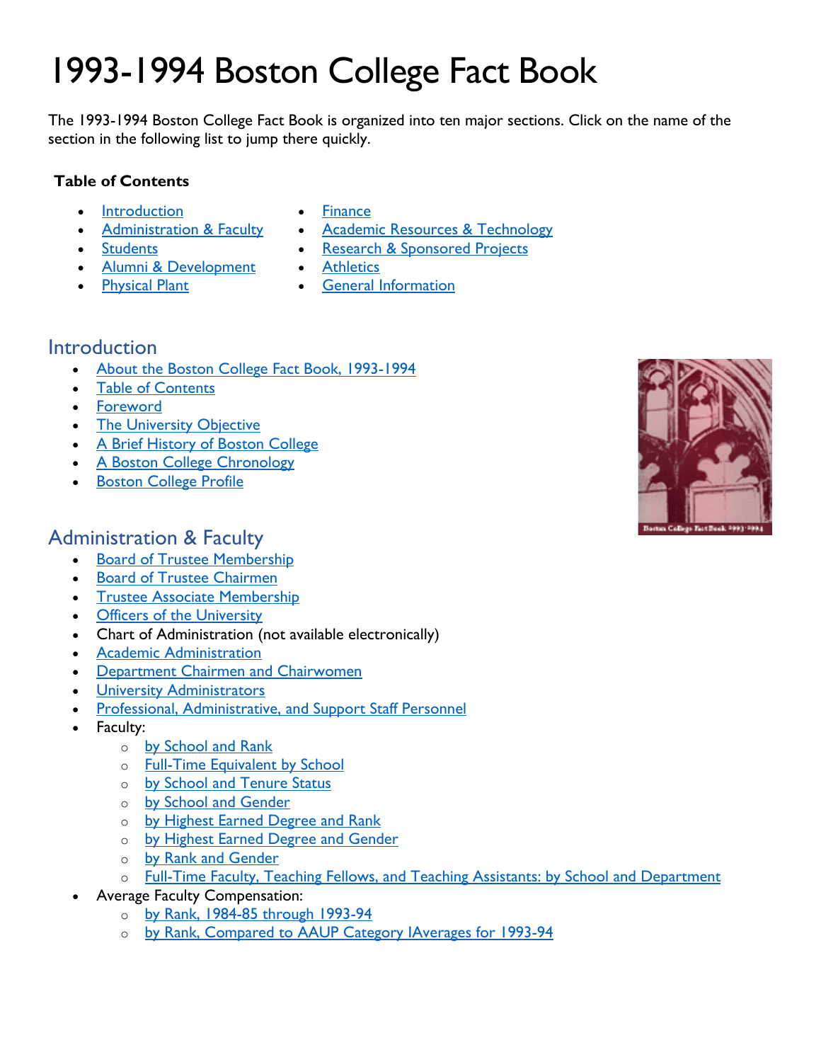# 1993-1994 Boston College Fact Book

The 1993-1994 Boston College Fact Book is organized into ten major sections. Click on the name of the section in the following list to jump there quickly.

**Table of Contents**

- Introduction
- Administration & Faculty
- Students
- Alumni & Development
- Physical Plant
- Finance
- Academic Resources & Technology
- Research & Sponsored Projects
- Athletics
- General Information

## Introduction

- About the Boston College Fact Book, 1993-1994
- Table of Contents
- Foreword
- The University Objective
- A Brief History of Boston College
- A Boston College Chronology
- Boston College Profile

## Administration & Faculty

- Board of Trustee Membership
- Board of Trustee Chairmen
- Trustee Associate Membership
- Officers of the University
- Chart of Administration (not available electronically)
- Academic Administration
- Department Chairmen and Chairwomen
- University Administrators
- Professional, Administrative, and Support Staff Personnel
- Faculty:
  - by School and Rank
  - Full-Time Equivalent by School
  - by School and Tenure Status
  - by School and Gender
  - by Highest Earned Degree and Rank
  - by Highest Earned Degree and Gender
  - by Rank and Gender
  - Full-Time Faculty, Teaching Fellows, and Teaching Assistants: by School and Department
- Average Faculty Compensation:
  - by Rank, 1984-85 through 1993-94
  - by Rank, Compared to AAUP Category IAverages for 1993-94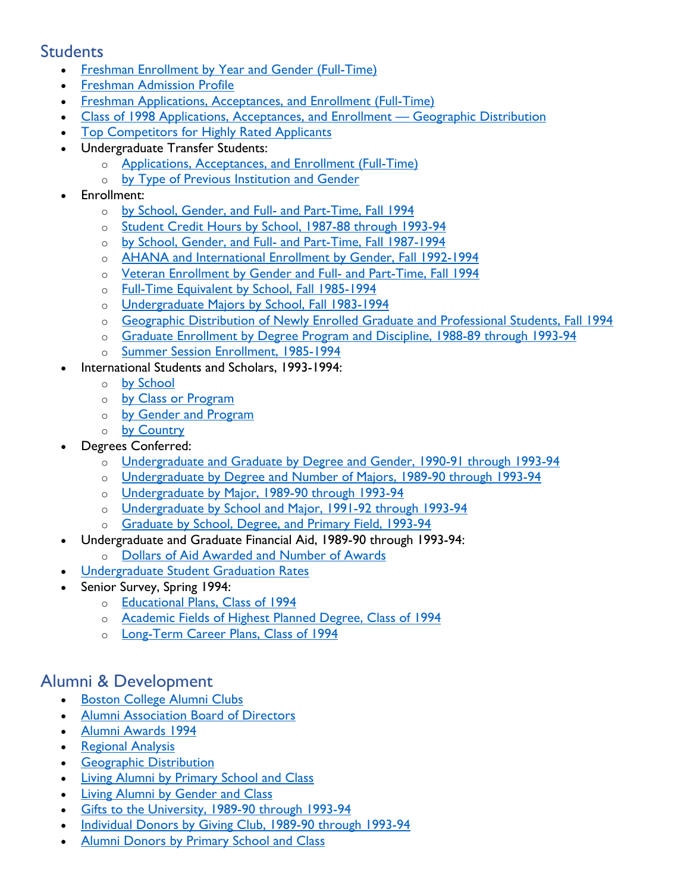## Students

- Freshman Enrollment by Year and Gender (Full-Time)
- Freshman Admission Profile
- Freshman Applications, Acceptances, and Enrollment (Full-Time)
- Class of 1998 Applications, Acceptances, and Enrollment — Geographic Distribution
- Top Competitors for Highly Rated Applicants
- Undergraduate Transfer Students:
  - Applications, Acceptances, and Enrollment (Full-Time)
  - by Type of Previous Institution and Gender
- Enrollment:
  - by School, Gender, and Full- and Part-Time, Fall 1994
  - Student Credit Hours by School, 1987-88 through 1993-94
  - by School, Gender, and Full- and Part-Time, Fall 1987-1994
  - AHANA and International Enrollment by Gender, Fall 1992-1994
  - Veteran Enrollment by Gender and Full- and Part-Time, Fall 1994
  - Full-Time Equivalent by School, Fall 1985-1994
  - Undergraduate Majors by School, Fall 1983-1994
  - Geographic Distribution of Newly Enrolled Graduate and Professional Students, Fall 1994
  - Graduate Enrollment by Degree Program and Discipline, 1988-89 through 1993-94
  - Summer Session Enrollment, 1985-1994
- International Students and Scholars, 1993-1994:
  - by School
  - by Class or Program
  - by Gender and Program
  - by Country
- Degrees Conferred:
  - Undergraduate and Graduate by Degree and Gender, 1990-91 through 1993-94
  - Undergraduate by Degree and Number of Majors, 1989-90 through 1993-94
  - Undergraduate by Major, 1989-90 through 1993-94
  - Undergraduate by School and Major, 1991-92 through 1993-94
  - Graduate by School, Degree, and Primary Field, 1993-94
- Undergraduate and Graduate Financial Aid, 1989-90 through 1993-94:
  - Dollars of Aid Awarded and Number of Awards
- Undergraduate Student Graduation Rates
- Senior Survey, Spring 1994:
  - Educational Plans, Class of 1994
  - Academic Fields of Highest Planned Degree, Class of 1994
  - Long-Term Career Plans, Class of 1994

## Alumni & Development

- Boston College Alumni Clubs
- Alumni Association Board of Directors
- Alumni Awards 1994
- Regional Analysis
- Geographic Distribution
- Living Alumni by Primary School and Class
- Living Alumni by Gender and Class
- Gifts to the University, 1989-90 through 1993-94
- Individual Donors by Giving Club, 1989-90 through 1993-94
- Alumni Donors by Primary School and Class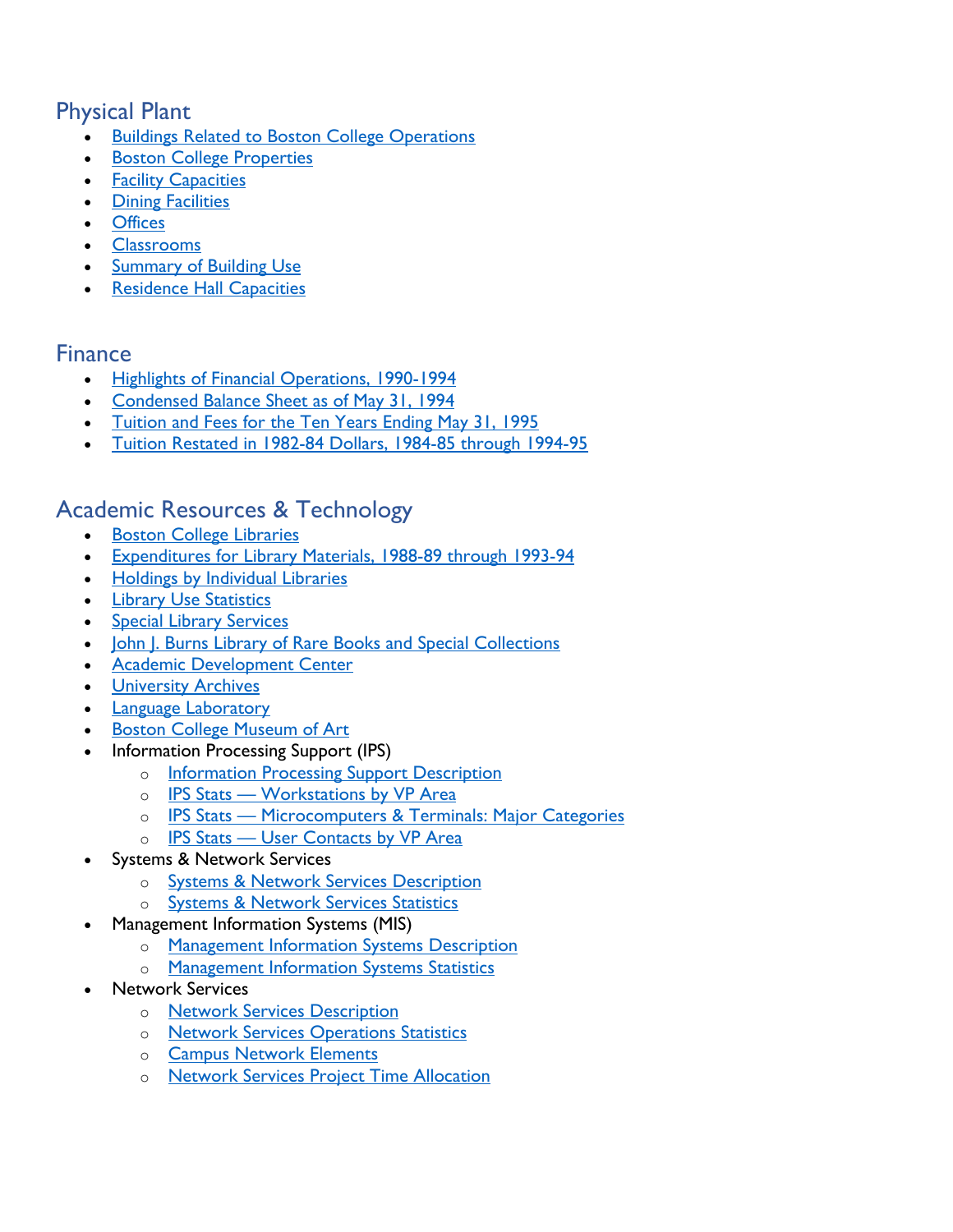## Physical Plant

- Buildings Related to Boston College Operations
- Boston College Properties
- Facility Capacities
- Dining Facilities
- Offices
- Classrooms
- Summary of Building Use
- Residence Hall Capacities

## Finance

- Highlights of Financial Operations, 1990-1994
- Condensed Balance Sheet as of May 31, 1994
- Tuition and Fees for the Ten Years Ending May 31, 1995
- Tuition Restated in 1982-84 Dollars, 1984-85 through 1994-95

## Academic Resources & Technology

- Boston College Libraries
- Expenditures for Library Materials, 1988-89 through 1993-94
- Holdings by Individual Libraries
- Library Use Statistics
- Special Library Services
- John J. Burns Library of Rare Books and Special Collections
- Academic Development Center
- University Archives
- Language Laboratory
- Boston College Museum of Art
- Information Processing Support (IPS)
  - Information Processing Support Description
  - IPS Stats — Workstations by VP Area
  - IPS Stats — Microcomputers & Terminals: Major Categories
  - IPS Stats — User Contacts by VP Area
- Systems & Network Services
  - Systems & Network Services Description
  - Systems & Network Services Statistics
- Management Information Systems (MIS)
  - Management Information Systems Description
  - Management Information Systems Statistics
- Network Services
  - Network Services Description
  - Network Services Operations Statistics
  - Campus Network Elements
  - Network Services Project Time Allocation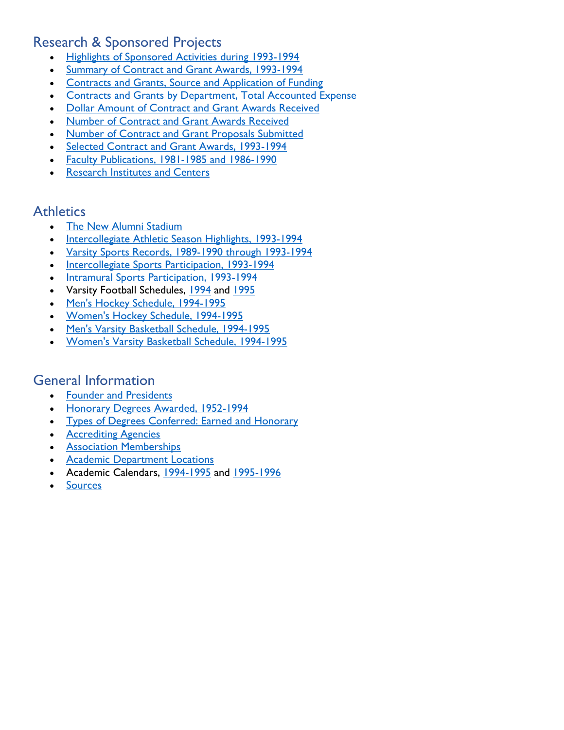## Research & Sponsored Projects

- Highlights of Sponsored Activities during 1993-1994
- Summary of Contract and Grant Awards, 1993-1994
- Contracts and Grants, Source and Application of Funding
- Contracts and Grants by Department, Total Accounted Expense
- Dollar Amount of Contract and Grant Awards Received
- Number of Contract and Grant Awards Received
- Number of Contract and Grant Proposals Submitted
- Selected Contract and Grant Awards, 1993-1994
- Faculty Publications, 1981-1985 and 1986-1990
- Research Institutes and Centers

## Athletics

- The New Alumni Stadium
- Intercollegiate Athletic Season Highlights, 1993-1994
- Varsity Sports Records, 1989-1990 through 1993-1994
- Intercollegiate Sports Participation, 1993-1994
- Intramural Sports Participation, 1993-1994
- Varsity Football Schedules, 1994 and 1995
- Men's Hockey Schedule, 1994-1995
- Women's Hockey Schedule, 1994-1995
- Men's Varsity Basketball Schedule, 1994-1995
- Women's Varsity Basketball Schedule, 1994-1995

## General Information

- Founder and Presidents
- Honorary Degrees Awarded, 1952-1994
- Types of Degrees Conferred: Earned and Honorary
- Accrediting Agencies
- Association Memberships
- Academic Department Locations
- Academic Calendars, 1994-1995 and 1995-1996
- Sources